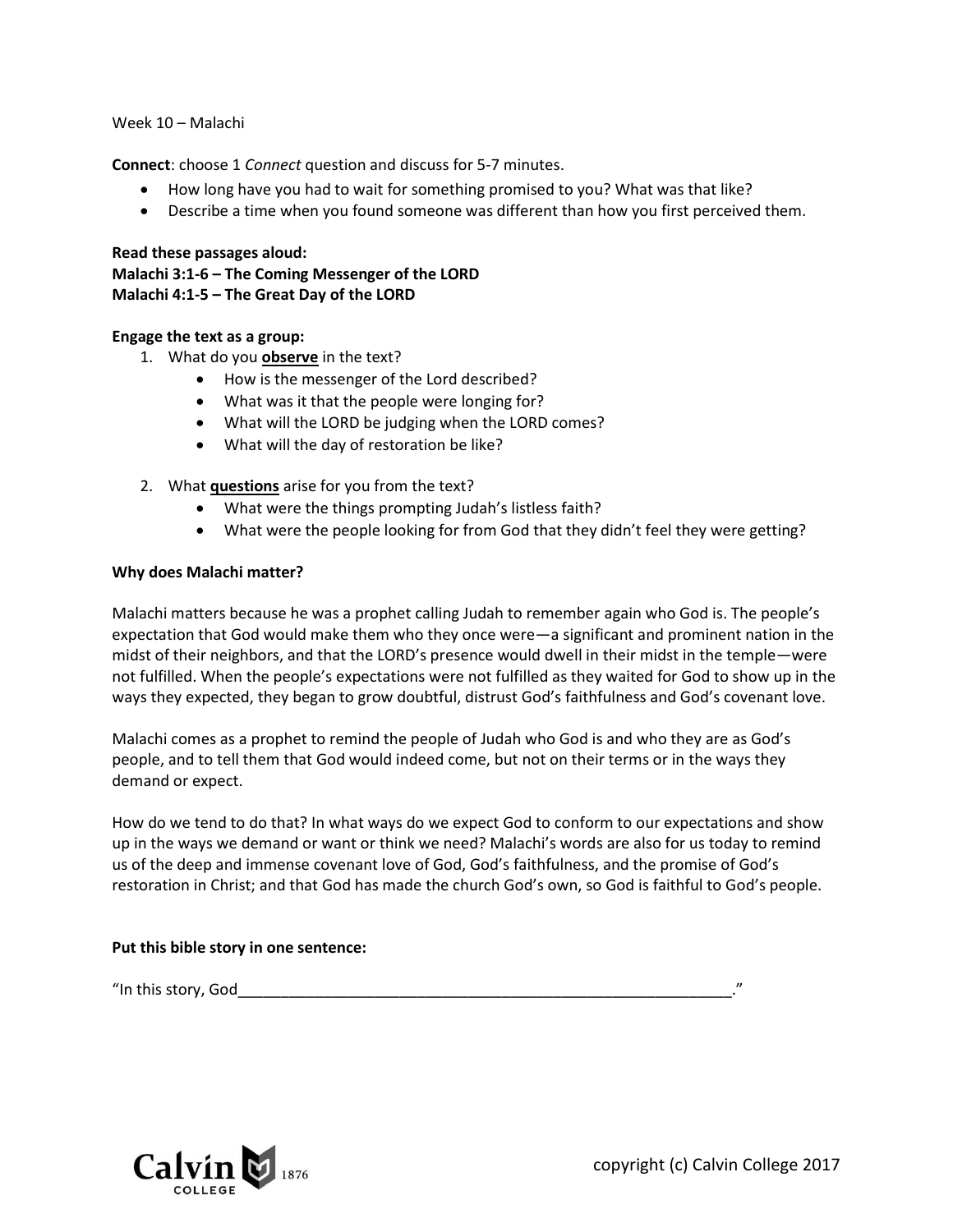Week 10 – Malachi

**Connect**: choose 1 *Connect* question and discuss for 5-7 minutes.

- How long have you had to wait for something promised to you? What was that like?
- Describe a time when you found someone was different than how you first perceived them.

**Read these passages aloud:**
**Malachi 3:1-6 – The Coming Messenger of the LORD**
**Malachi 4:1-5 – The Great Day of the LORD**

**Engage the text as a group:**

1. What do you **observe** in the text?
    - How is the messenger of the Lord described?
    - What was it that the people were longing for?
    - What will the LORD be judging when the LORD comes?
    - What will the day of restoration be like?

2. What **questions** arise for you from the text?
    - What were the things prompting Judah's listless faith?
    - What were the people looking for from God that they didn't feel they were getting?

**Why does Malachi matter?**

Malachi matters because he was a prophet calling Judah to remember again who God is. The people's expectation that God would make them who they once were—a significant and prominent nation in the midst of their neighbors, and that the LORD's presence would dwell in their midst in the temple—were not fulfilled. When the people's expectations were not fulfilled as they waited for God to show up in the ways they expected, they began to grow doubtful, distrust God's faithfulness and God's covenant love.

Malachi comes as a prophet to remind the people of Judah who God is and who they are as God's people, and to tell them that God would indeed come, but not on their terms or in the ways they demand or expect.

How do we tend to do that? In what ways do we expect God to conform to our expectations and show up in the ways we demand or want or think we need? Malachi's words are also for us today to remind us of the deep and immense covenant love of God, God's faithfulness, and the promise of God's restoration in Christ; and that God has made the church God's own, so God is faithful to God's people.

**Put this bible story in one sentence:**

"In this story, God\_\_\_\_\_\_\_\_\_\_\_\_\_\_\_\_\_\_\_\_\_\_\_\_\_\_\_\_\_\_\_\_\_\_\_\_\_\_\_\_\_\_\_\_\_\_\_\_\_\_\_\_\_\_\_\_\_\_."

copyright (c) Calvin College 2017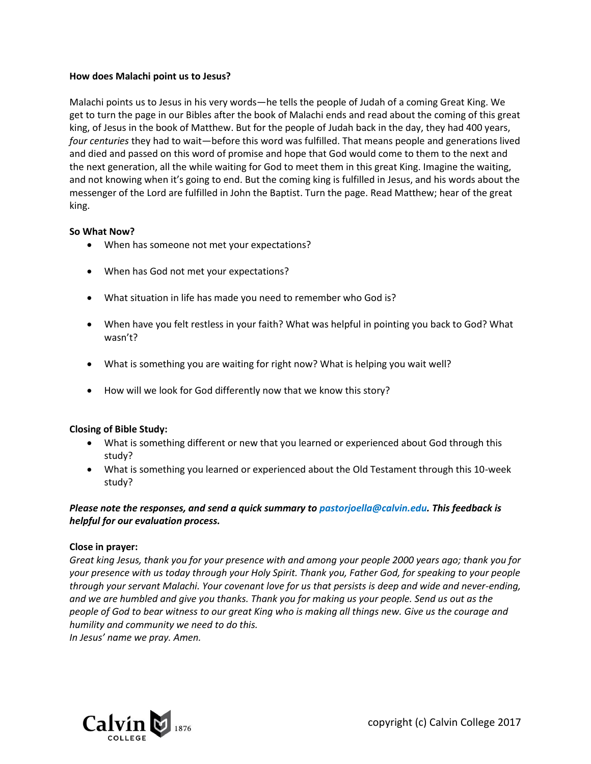**How does Malachi point us to Jesus?**

Malachi points us to Jesus in his very words—he tells the people of Judah of a coming Great King. We get to turn the page in our Bibles after the book of Malachi ends and read about the coming of this great king, of Jesus in the book of Matthew. But for the people of Judah back in the day, they had 400 years, *four centuries* they had to wait—before this word was fulfilled. That means people and generations lived and died and passed on this word of promise and hope that God would come to them to the next and the next generation, all the while waiting for God to meet them in this great King. Imagine the waiting, and not knowing when it's going to end. But the coming king is fulfilled in Jesus, and his words about the messenger of the Lord are fulfilled in John the Baptist. Turn the page. Read Matthew; hear of the great king.

**So What Now?**

- When has someone not met your expectations?
- When has God not met your expectations?
- What situation in life has made you need to remember who God is?
- When have you felt restless in your faith? What was helpful in pointing you back to God? What wasn't?
- What is something you are waiting for right now? What is helping you wait well?
- How will we look for God differently now that we know this story?

**Closing of Bible Study:**

- What is something different or new that you learned or experienced about God through this study?
- What is something you learned or experienced about the Old Testament through this 10-week study?

***Please note the responses, and send a quick summary to pastorjoella@calvin.edu. This feedback is helpful for our evaluation process.***

**Close in prayer:**

*Great king Jesus, thank you for your presence with and among your people 2000 years ago; thank you for your presence with us today through your Holy Spirit. Thank you, Father God, for speaking to your people through your servant Malachi. Your covenant love for us that persists is deep and wide and never-ending, and we are humbled and give you thanks. Thank you for making us your people. Send us out as the people of God to bear witness to our great King who is making all things new. Give us the courage and humility and community we need to do this.*
*In Jesus' name we pray. Amen.*

Calvin COLLEGE 1876

copyright (c) Calvin College 2017